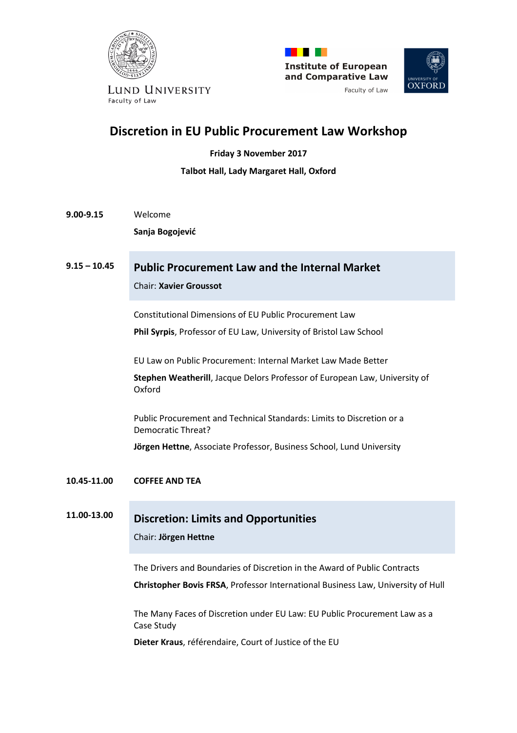Lund University
Faculty of Law

Institute of European and Comparative Law
Faculty of Law

University of Oxford

# Discretion in EU Public Procurement Law Workshop

**Friday 3 November 2017**

**Talbot Hall, Lady Margaret Hall, Oxford**

**9.00-9.15** Welcome

**Sanja Bogojević**

**9.15 – 10.45**

## Public Procurement Law and the Internal Market

Chair: **Xavier Groussot**

Constitutional Dimensions of EU Public Procurement Law

**Phil Syrpis**, Professor of EU Law, University of Bristol Law School

EU Law on Public Procurement: Internal Market Law Made Better

**Stephen Weatherill**, Jacque Delors Professor of European Law, University of Oxford

Public Procurement and Technical Standards: Limits to Discretion or a Democratic Threat?

**Jörgen Hettne**, Associate Professor, Business School, Lund University

**10.45-11.00** **COFFEE AND TEA**

**11.00-13.00**

## Discretion: Limits and Opportunities

Chair: **Jörgen Hettne**

The Drivers and Boundaries of Discretion in the Award of Public Contracts

**Christopher Bovis FRSA**, Professor International Business Law, University of Hull

The Many Faces of Discretion under EU Law: EU Public Procurement Law as a Case Study

**Dieter Kraus**, référendaire, Court of Justice of the EU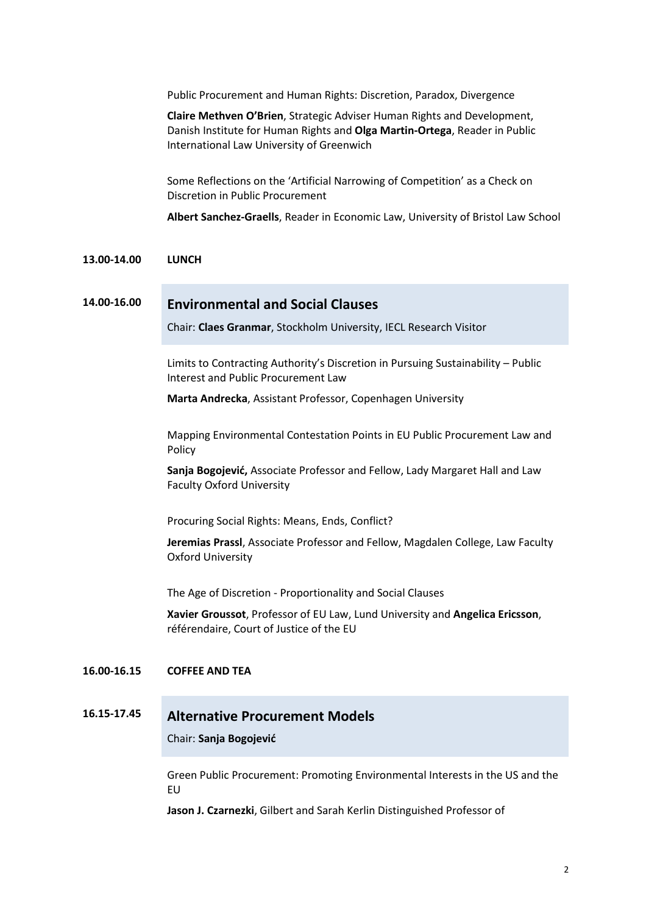Public Procurement and Human Rights: Discretion, Paradox, Divergence

**Claire Methven O'Brien**, Strategic Adviser Human Rights and Development, Danish Institute for Human Rights and **Olga Martin-Ortega**, Reader in Public International Law University of Greenwich

Some Reflections on the 'Artificial Narrowing of Competition' as a Check on Discretion in Public Procurement

**Albert Sanchez-Graells**, Reader in Economic Law, University of Bristol Law School

**13.00-14.00 LUNCH**

## 14.00-16.00 Environmental and Social Clauses

Chair: **Claes Granmar**, Stockholm University, IECL Research Visitor

Limits to Contracting Authority's Discretion in Pursuing Sustainability – Public Interest and Public Procurement Law

**Marta Andrecka**, Assistant Professor, Copenhagen University

Mapping Environmental Contestation Points in EU Public Procurement Law and Policy

**Sanja Bogojević,** Associate Professor and Fellow, Lady Margaret Hall and Law Faculty Oxford University

Procuring Social Rights: Means, Ends, Conflict?

**Jeremias Prassl**, Associate Professor and Fellow, Magdalen College, Law Faculty Oxford University

The Age of Discretion - Proportionality and Social Clauses

**Xavier Groussot**, Professor of EU Law, Lund University and **Angelica Ericsson**, référendaire, Court of Justice of the EU

**16.00-16.15 COFFEE AND TEA**

## 16.15-17.45 Alternative Procurement Models

Chair: **Sanja Bogojević**

Green Public Procurement: Promoting Environmental Interests in the US and the EU

**Jason J. Czarnezki**, Gilbert and Sarah Kerlin Distinguished Professor of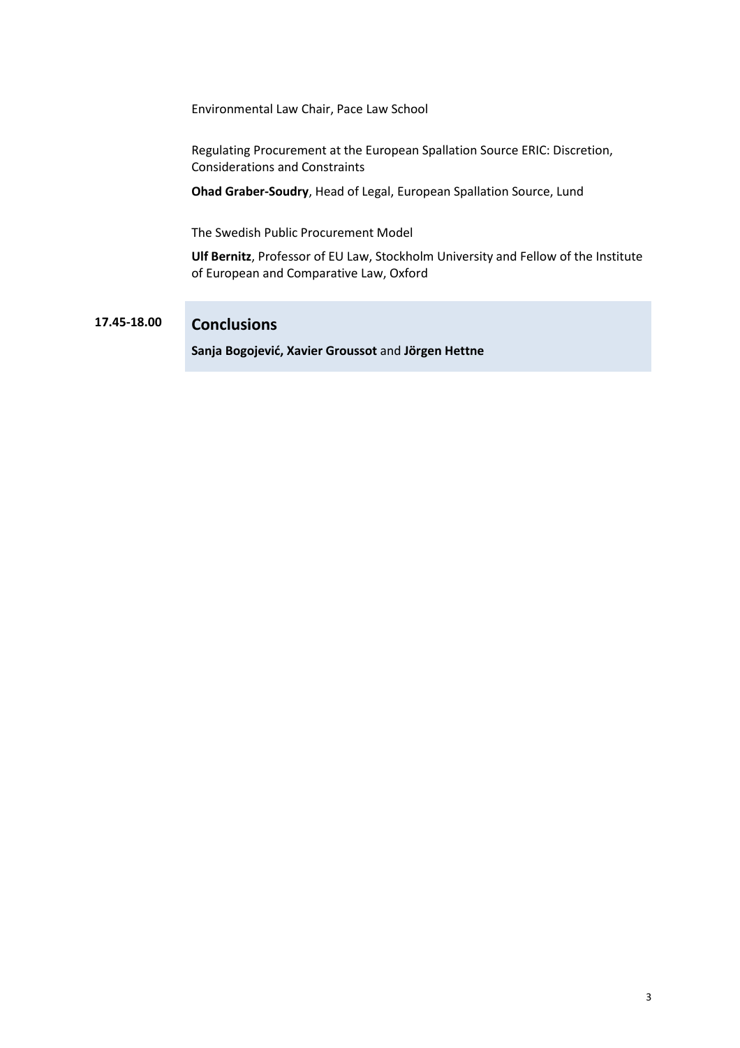Environmental Law Chair, Pace Law School

Regulating Procurement at the European Spallation Source ERIC: Discretion, Considerations and Constraints

**Ohad Graber-Soudry**, Head of Legal, European Spallation Source, Lund

The Swedish Public Procurement Model

**Ulf Bernitz**, Professor of EU Law, Stockholm University and Fellow of the Institute of European and Comparative Law, Oxford

**17.45-18.00** **Conclusions**

**Sanja Bogojević, Xavier Groussot** and **Jörgen Hettne**